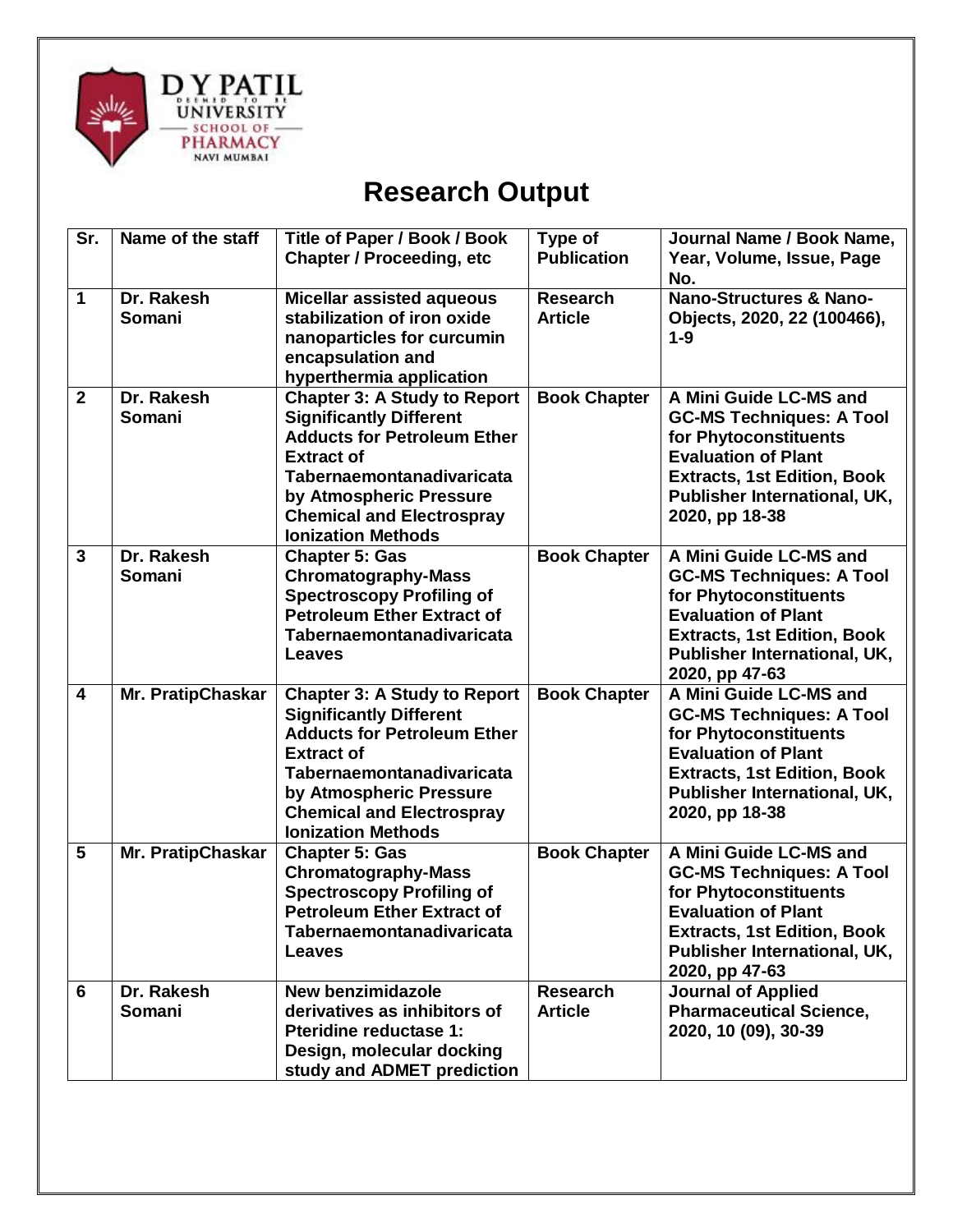D Y PATIL UNIVERSITY (DEEMED TO BE)
SCHOOL OF PHARMACY
NAVI MUMBAI

# Research Output

| Sr. | Name of the staff | Title of Paper / Book / Book Chapter / Proceeding, etc | Type of Publication | Journal Name / Book Name, Year, Volume, Issue, Page No. |
|---|---|---|---|---|
| 1 | Dr. Rakesh Somani | Micellar assisted aqueous stabilization of iron oxide nanoparticles for curcumin encapsulation and hyperthermia application | Research Article | Nano-Structures & Nano-Objects, 2020, 22 (100466), 1-9 |
| 2 | Dr. Rakesh Somani | Chapter 3: A Study to Report Significantly Different Adducts for Petroleum Ether Extract of Tabernaemontanadivaricata by Atmospheric Pressure Chemical and Electrospray Ionization Methods | Book Chapter | A Mini Guide LC-MS and GC-MS Techniques: A Tool for Phytoconstituents Evaluation of Plant Extracts, 1st Edition, Book Publisher International, UK, 2020, pp 18-38 |
| 3 | Dr. Rakesh Somani | Chapter 5: Gas Chromatography-Mass Spectroscopy Profiling of Petroleum Ether Extract of Tabernaemontanadivaricata Leaves | Book Chapter | A Mini Guide LC-MS and GC-MS Techniques: A Tool for Phytoconstituents Evaluation of Plant Extracts, 1st Edition, Book Publisher International, UK, 2020, pp 47-63 |
| 4 | Mr. PratipChaskar | Chapter 3: A Study to Report Significantly Different Adducts for Petroleum Ether Extract of Tabernaemontanadivaricata by Atmospheric Pressure Chemical and Electrospray Ionization Methods | Book Chapter | A Mini Guide LC-MS and GC-MS Techniques: A Tool for Phytoconstituents Evaluation of Plant Extracts, 1st Edition, Book Publisher International, UK, 2020, pp 18-38 |
| 5 | Mr. PratipChaskar | Chapter 5: Gas Chromatography-Mass Spectroscopy Profiling of Petroleum Ether Extract of Tabernaemontanadivaricata Leaves | Book Chapter | A Mini Guide LC-MS and GC-MS Techniques: A Tool for Phytoconstituents Evaluation of Plant Extracts, 1st Edition, Book Publisher International, UK, 2020, pp 47-63 |
| 6 | Dr. Rakesh Somani | New benzimidazole derivatives as inhibitors of Pteridine reductase 1: Design, molecular docking study and ADMET prediction | Research Article | Journal of Applied Pharmaceutical Science, 2020, 10 (09), 30-39 |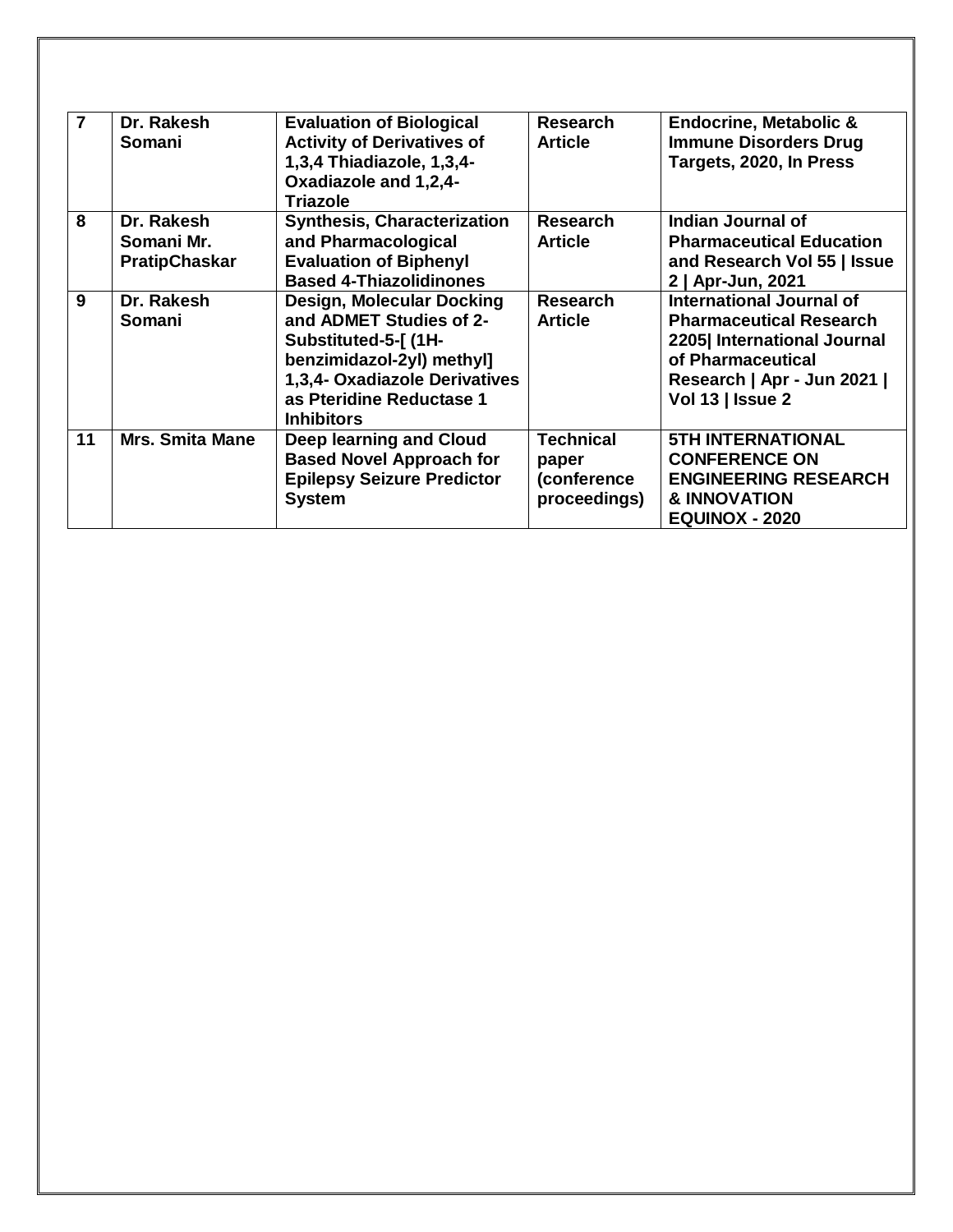| | | | | |
|---|---|---|---|---|
| **7** | **Dr. Rakesh Somani** | **Evaluation of Biological Activity of Derivatives of 1,3,4 Thiadiazole, 1,3,4-Oxadiazole and 1,2,4-Triazole** | **Research Article** | **Endocrine, Metabolic & Immune Disorders Drug Targets, 2020, In Press** |
| **8** | **Dr. Rakesh Somani Mr. PratipChaskar** | **Synthesis, Characterization and Pharmacological Evaluation of Biphenyl Based 4-Thiazolidinones** | **Research Article** | **Indian Journal of Pharmaceutical Education and Research Vol 55 \| Issue 2 \| Apr-Jun, 2021** |
| **9** | **Dr. Rakesh Somani** | **Design, Molecular Docking and ADMET Studies of 2-Substituted-5-[ (1H-benzimidazol-2yl) methyl] 1,3,4- Oxadiazole Derivatives as Pteridine Reductase 1 Inhibitors** | **Research Article** | **International Journal of Pharmaceutical Research 2205\| International Journal of Pharmaceutical Research \| Apr - Jun 2021 \| Vol 13 \| Issue 2** |
| **11** | **Mrs. Smita Mane** | **Deep learning and Cloud Based Novel Approach for Epilepsy Seizure Predictor System** | **Technical paper (conference proceedings)** | **5TH INTERNATIONAL CONFERENCE ON ENGINEERING RESEARCH & INNOVATION EQUINOX - 2020** |